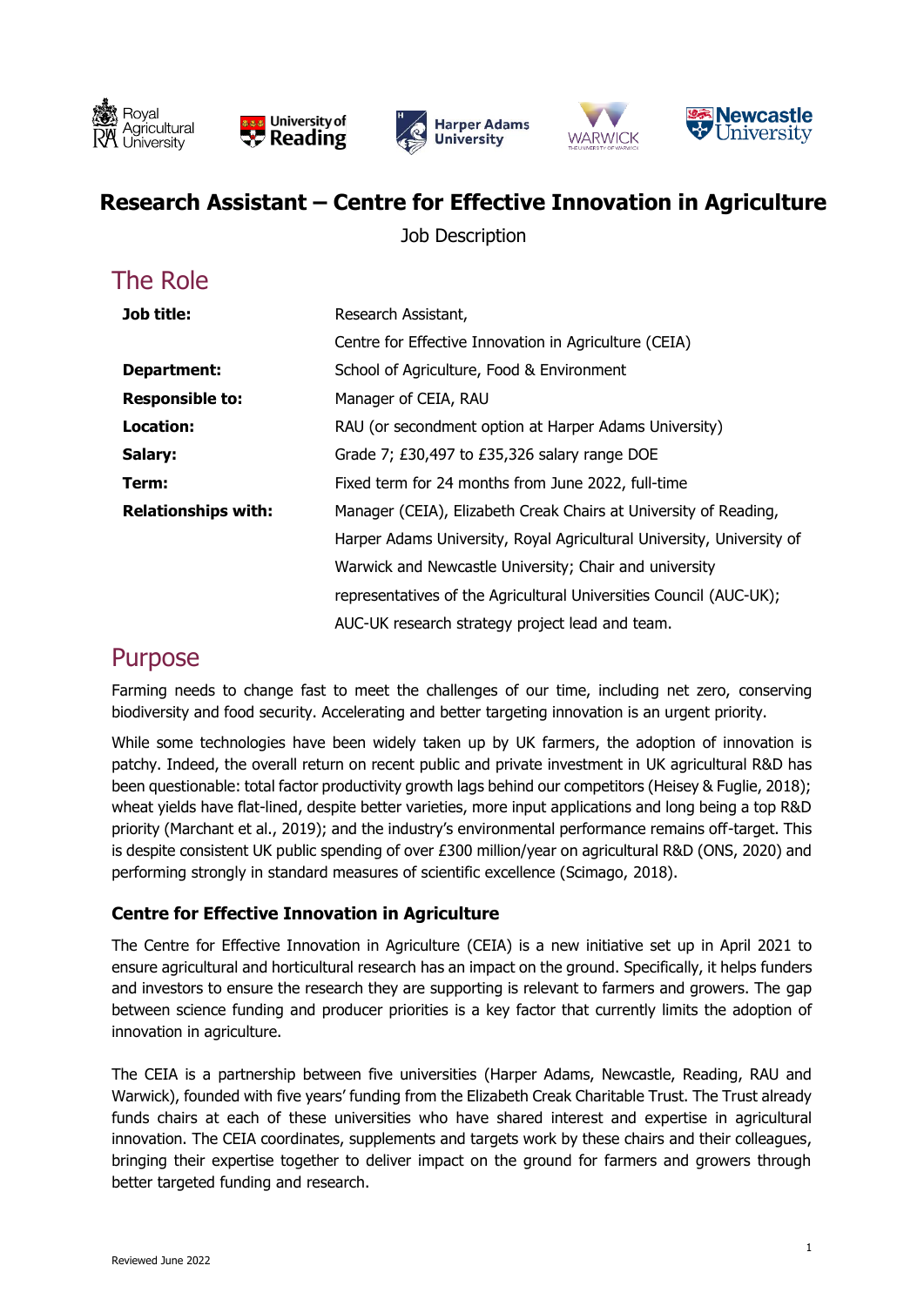# Research Assistant – Centre for Effective Innovation in Agriculture

Job Description

## The Role

| | |
|---|---|
| **Job title:** | Research Assistant, Centre for Effective Innovation in Agriculture (CEIA) |
| **Department:** | School of Agriculture, Food & Environment |
| **Responsible to:** | Manager of CEIA, RAU |
| **Location:** | RAU (or secondment option at Harper Adams University) |
| **Salary:** | Grade 7; £30,497 to £35,326 salary range DOE |
| **Term:** | Fixed term for 24 months from June 2022, full-time |
| **Relationships with:** | Manager (CEIA), Elizabeth Creak Chairs at University of Reading, Harper Adams University, Royal Agricultural University, University of Warwick and Newcastle University; Chair and university representatives of the Agricultural Universities Council (AUC-UK); AUC-UK research strategy project lead and team. |

## Purpose

Farming needs to change fast to meet the challenges of our time, including net zero, conserving biodiversity and food security. Accelerating and better targeting innovation is an urgent priority.

While some technologies have been widely taken up by UK farmers, the adoption of innovation is patchy. Indeed, the overall return on recent public and private investment in UK agricultural R&D has been questionable: total factor productivity growth lags behind our competitors (Heisey & Fuglie, 2018); wheat yields have flat-lined, despite better varieties, more input applications and long being a top R&D priority (Marchant et al., 2019); and the industry's environmental performance remains off-target. This is despite consistent UK public spending of over £300 million/year on agricultural R&D (ONS, 2020) and performing strongly in standard measures of scientific excellence (Scimago, 2018).

### Centre for Effective Innovation in Agriculture

The Centre for Effective Innovation in Agriculture (CEIA) is a new initiative set up in April 2021 to ensure agricultural and horticultural research has an impact on the ground. Specifically, it helps funders and investors to ensure the research they are supporting is relevant to farmers and growers. The gap between science funding and producer priorities is a key factor that currently limits the adoption of innovation in agriculture.

The CEIA is a partnership between five universities (Harper Adams, Newcastle, Reading, RAU and Warwick), founded with five years' funding from the Elizabeth Creak Charitable Trust. The Trust already funds chairs at each of these universities who have shared interest and expertise in agricultural innovation. The CEIA coordinates, supplements and targets work by these chairs and their colleagues, bringing their expertise together to deliver impact on the ground for farmers and growers through better targeted funding and research.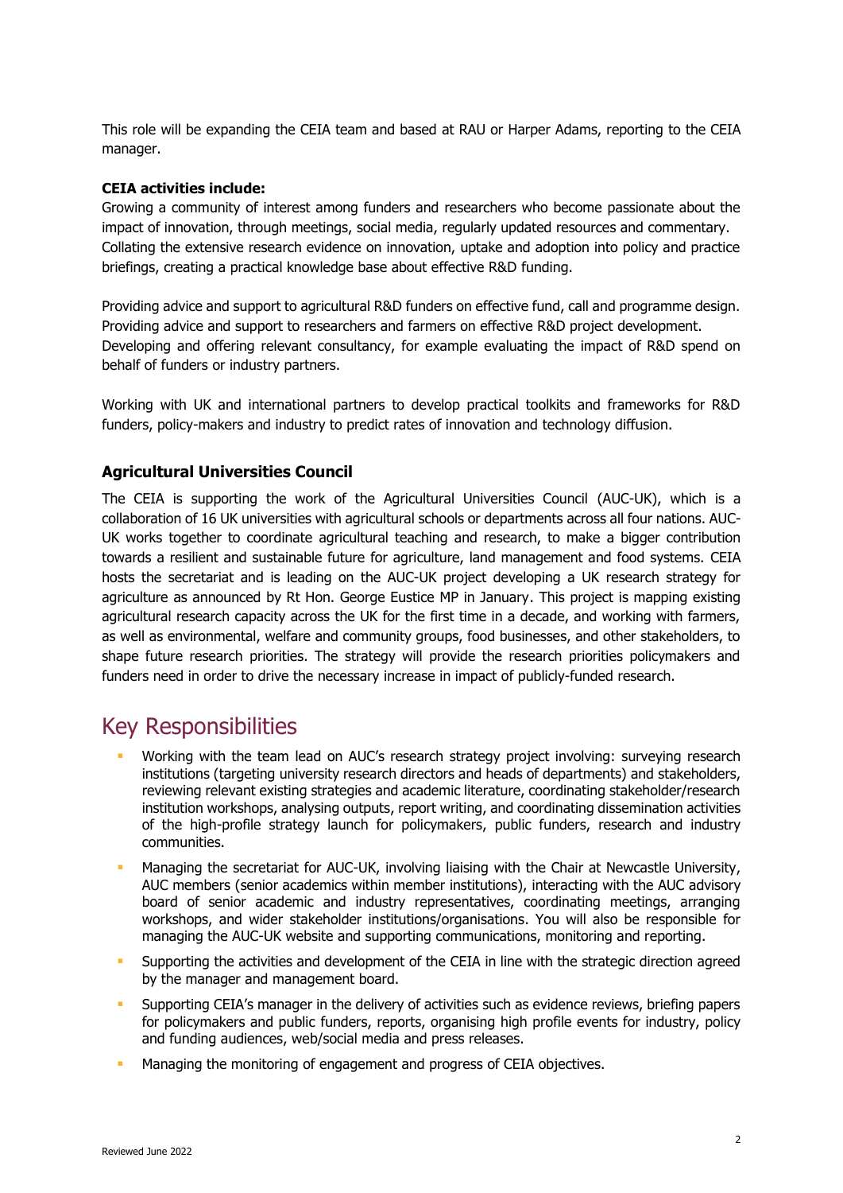This role will be expanding the CEIA team and based at RAU or Harper Adams, reporting to the CEIA manager.

**CEIA activities include:**
Growing a community of interest among funders and researchers who become passionate about the impact of innovation, through meetings, social media, regularly updated resources and commentary. Collating the extensive research evidence on innovation, uptake and adoption into policy and practice briefings, creating a practical knowledge base about effective R&D funding.

Providing advice and support to agricultural R&D funders on effective fund, call and programme design. Providing advice and support to researchers and farmers on effective R&D project development. Developing and offering relevant consultancy, for example evaluating the impact of R&D spend on behalf of funders or industry partners.

Working with UK and international partners to develop practical toolkits and frameworks for R&D funders, policy-makers and industry to predict rates of innovation and technology diffusion.

### Agricultural Universities Council

The CEIA is supporting the work of the Agricultural Universities Council (AUC-UK), which is a collaboration of 16 UK universities with agricultural schools or departments across all four nations. AUC-UK works together to coordinate agricultural teaching and research, to make a bigger contribution towards a resilient and sustainable future for agriculture, land management and food systems. CEIA hosts the secretariat and is leading on the AUC-UK project developing a UK research strategy for agriculture as announced by Rt Hon. George Eustice MP in January. This project is mapping existing agricultural research capacity across the UK for the first time in a decade, and working with farmers, as well as environmental, welfare and community groups, food businesses, and other stakeholders, to shape future research priorities. The strategy will provide the research priorities policymakers and funders need in order to drive the necessary increase in impact of publicly-funded research.

## Key Responsibilities

- Working with the team lead on AUC's research strategy project involving: surveying research institutions (targeting university research directors and heads of departments) and stakeholders, reviewing relevant existing strategies and academic literature, coordinating stakeholder/research institution workshops, analysing outputs, report writing, and coordinating dissemination activities of the high-profile strategy launch for policymakers, public funders, research and industry communities.
- Managing the secretariat for AUC-UK, involving liaising with the Chair at Newcastle University, AUC members (senior academics within member institutions), interacting with the AUC advisory board of senior academic and industry representatives, coordinating meetings, arranging workshops, and wider stakeholder institutions/organisations. You will also be responsible for managing the AUC-UK website and supporting communications, monitoring and reporting.
- Supporting the activities and development of the CEIA in line with the strategic direction agreed by the manager and management board.
- Supporting CEIA's manager in the delivery of activities such as evidence reviews, briefing papers for policymakers and public funders, reports, organising high profile events for industry, policy and funding audiences, web/social media and press releases.
- Managing the monitoring of engagement and progress of CEIA objectives.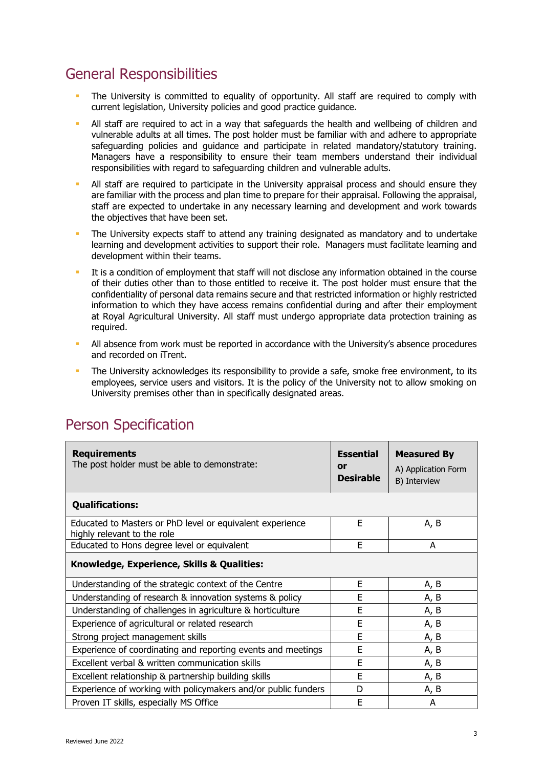## General Responsibilities

- The University is committed to equality of opportunity. All staff are required to comply with current legislation, University policies and good practice guidance.
- All staff are required to act in a way that safeguards the health and wellbeing of children and vulnerable adults at all times. The post holder must be familiar with and adhere to appropriate safeguarding policies and guidance and participate in related mandatory/statutory training. Managers have a responsibility to ensure their team members understand their individual responsibilities with regard to safeguarding children and vulnerable adults.
- All staff are required to participate in the University appraisal process and should ensure they are familiar with the process and plan time to prepare for their appraisal. Following the appraisal, staff are expected to undertake in any necessary learning and development and work towards the objectives that have been set.
- The University expects staff to attend any training designated as mandatory and to undertake learning and development activities to support their role. Managers must facilitate learning and development within their teams.
- It is a condition of employment that staff will not disclose any information obtained in the course of their duties other than to those entitled to receive it. The post holder must ensure that the confidentiality of personal data remains secure and that restricted information or highly restricted information to which they have access remains confidential during and after their employment at Royal Agricultural University. All staff must undergo appropriate data protection training as required.
- All absence from work must be reported in accordance with the University's absence procedures and recorded on iTrent.
- The University acknowledges its responsibility to provide a safe, smoke free environment, to its employees, service users and visitors. It is the policy of the University not to allow smoking on University premises other than in specifically designated areas.

## Person Specification

| **Requirements** The post holder must be able to demonstrate: | **Essential or Desirable** | **Measured By** A) Application Form B) Interview |
|---|---|---|
| **Qualifications:** | | |
| Educated to Masters or PhD level or equivalent experience highly relevant to the role | E | A, B |
| Educated to Hons degree level or equivalent | E | A |
| **Knowledge, Experience, Skills & Qualities:** | | |
| Understanding of the strategic context of the Centre | E | A, B |
| Understanding of research & innovation systems & policy | E | A, B |
| Understanding of challenges in agriculture & horticulture | E | A, B |
| Experience of agricultural or related research | E | A, B |
| Strong project management skills | E | A, B |
| Experience of coordinating and reporting events and meetings | E | A, B |
| Excellent verbal & written communication skills | E | A, B |
| Excellent relationship & partnership building skills | E | A, B |
| Experience of working with policymakers and/or public funders | D | A, B |
| Proven IT skills, especially MS Office | E | A |

Reviewed June 2022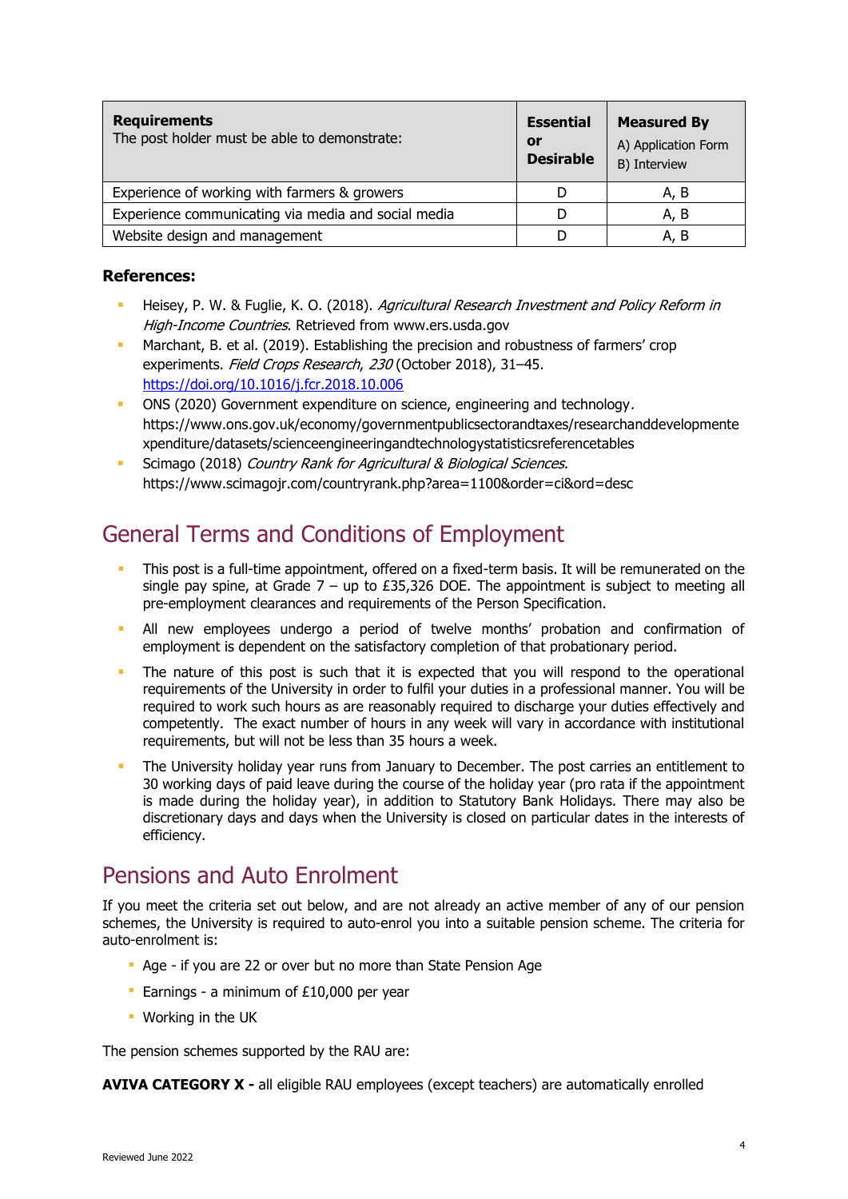| **Requirements** The post holder must be able to demonstrate: | **Essential or Desirable** | **Measured By** A) Application Form B) Interview |
|---|---|---|
| Experience of working with farmers & growers | D | A, B |
| Experience communicating via media and social media | D | A, B |
| Website design and management | D | A, B |

**References:**

- Heisey, P. W. & Fuglie, K. O. (2018). *Agricultural Research Investment and Policy Reform in High-Income Countries*. Retrieved from www.ers.usda.gov
- Marchant, B. et al. (2019). Establishing the precision and robustness of farmers' crop experiments. *Field Crops Research*, *230* (October 2018), 31–45. https://doi.org/10.1016/j.fcr.2018.10.006
- ONS (2020) Government expenditure on science, engineering and technology*.* https://www.ons.gov.uk/economy/governmentpublicsectorandtaxes/researchanddevelopmentexpenditure/datasets/scienceengineeringandtechnologystatisticsreferencetables
- Scimago (2018) *Country Rank for Agricultural & Biological Sciences*. https://www.scimagojr.com/countryrank.php?area=1100&order=ci&ord=desc

## General Terms and Conditions of Employment

- This post is a full-time appointment, offered on a fixed-term basis. It will be remunerated on the single pay spine, at Grade 7 – up to £35,326 DOE. The appointment is subject to meeting all pre-employment clearances and requirements of the Person Specification.
- All new employees undergo a period of twelve months' probation and confirmation of employment is dependent on the satisfactory completion of that probationary period.
- The nature of this post is such that it is expected that you will respond to the operational requirements of the University in order to fulfil your duties in a professional manner. You will be required to work such hours as are reasonably required to discharge your duties effectively and competently. The exact number of hours in any week will vary in accordance with institutional requirements, but will not be less than 35 hours a week.
- The University holiday year runs from January to December. The post carries an entitlement to 30 working days of paid leave during the course of the holiday year (pro rata if the appointment is made during the holiday year), in addition to Statutory Bank Holidays. There may also be discretionary days and days when the University is closed on particular dates in the interests of efficiency.

## Pensions and Auto Enrolment

If you meet the criteria set out below, and are not already an active member of any of our pension schemes, the University is required to auto-enrol you into a suitable pension scheme. The criteria for auto-enrolment is:

- Age - if you are 22 or over but no more than State Pension Age
- Earnings - a minimum of £10,000 per year
- Working in the UK

The pension schemes supported by the RAU are:

**AVIVA CATEGORY X -** all eligible RAU employees (except teachers) are automatically enrolled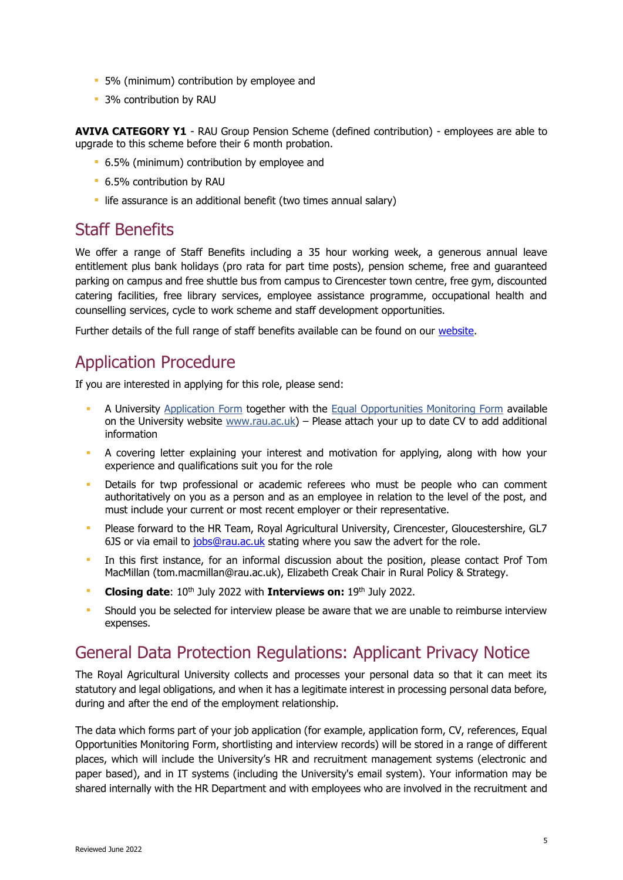- 5% (minimum) contribution by employee and
- 3% contribution by RAU

**AVIVA CATEGORY Y1** - RAU Group Pension Scheme (defined contribution) - employees are able to upgrade to this scheme before their 6 month probation.

- 6.5% (minimum) contribution by employee and
- 6.5% contribution by RAU
- life assurance is an additional benefit (two times annual salary)

## Staff Benefits

We offer a range of Staff Benefits including a 35 hour working week, a generous annual leave entitlement plus bank holidays (pro rata for part time posts), pension scheme, free and guaranteed parking on campus and free shuttle bus from campus to Cirencester town centre, free gym, discounted catering facilities, free library services, employee assistance programme, occupational health and counselling services, cycle to work scheme and staff development opportunities.

Further details of the full range of staff benefits available can be found on our website.

## Application Procedure

If you are interested in applying for this role, please send:

- A University Application Form together with the Equal Opportunities Monitoring Form available on the University website www.rau.ac.uk) – Please attach your up to date CV to add additional information
- A covering letter explaining your interest and motivation for applying, along with how your experience and qualifications suit you for the role
- Details for twp professional or academic referees who must be people who can comment authoritatively on you as a person and as an employee in relation to the level of the post, and must include your current or most recent employer or their representative.
- Please forward to the HR Team, Royal Agricultural University, Cirencester, Gloucestershire, GL7 6JS or via email to jobs@rau.ac.uk stating where you saw the advert for the role.
- In this first instance, for an informal discussion about the position, please contact Prof Tom MacMillan (tom.macmillan@rau.ac.uk), Elizabeth Creak Chair in Rural Policy & Strategy.
- **Closing date**: 10th July 2022 with **Interviews on:** 19th July 2022.
- Should you be selected for interview please be aware that we are unable to reimburse interview expenses.

## General Data Protection Regulations: Applicant Privacy Notice

The Royal Agricultural University collects and processes your personal data so that it can meet its statutory and legal obligations, and when it has a legitimate interest in processing personal data before, during and after the end of the employment relationship.

The data which forms part of your job application (for example, application form, CV, references, Equal Opportunities Monitoring Form, shortlisting and interview records) will be stored in a range of different places, which will include the University's HR and recruitment management systems (electronic and paper based), and in IT systems (including the University's email system). Your information may be shared internally with the HR Department and with employees who are involved in the recruitment and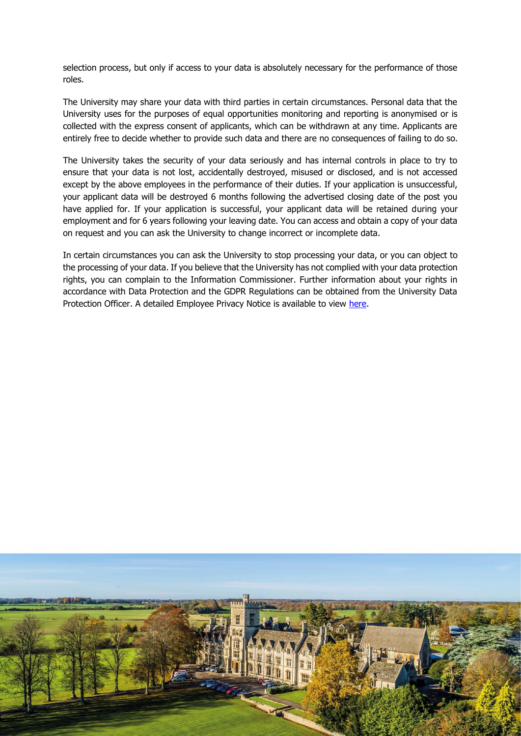selection process, but only if access to your data is absolutely necessary for the performance of those roles.

The University may share your data with third parties in certain circumstances. Personal data that the University uses for the purposes of equal opportunities monitoring and reporting is anonymised or is collected with the express consent of applicants, which can be withdrawn at any time. Applicants are entirely free to decide whether to provide such data and there are no consequences of failing to do so.

The University takes the security of your data seriously and has internal controls in place to try to ensure that your data is not lost, accidentally destroyed, misused or disclosed, and is not accessed except by the above employees in the performance of their duties. If your application is unsuccessful, your applicant data will be destroyed 6 months following the advertised closing date of the post you have applied for. If your application is successful, your applicant data will be retained during your employment and for 6 years following your leaving date. You can access and obtain a copy of your data on request and you can ask the University to change incorrect or incomplete data.

In certain circumstances you can ask the University to stop processing your data, or you can object to the processing of your data. If you believe that the University has not complied with your data protection rights, you can complain to the Information Commissioner. Further information about your rights in accordance with Data Protection and the GDPR Regulations can be obtained from the University Data Protection Officer. A detailed Employee Privacy Notice is available to view here.